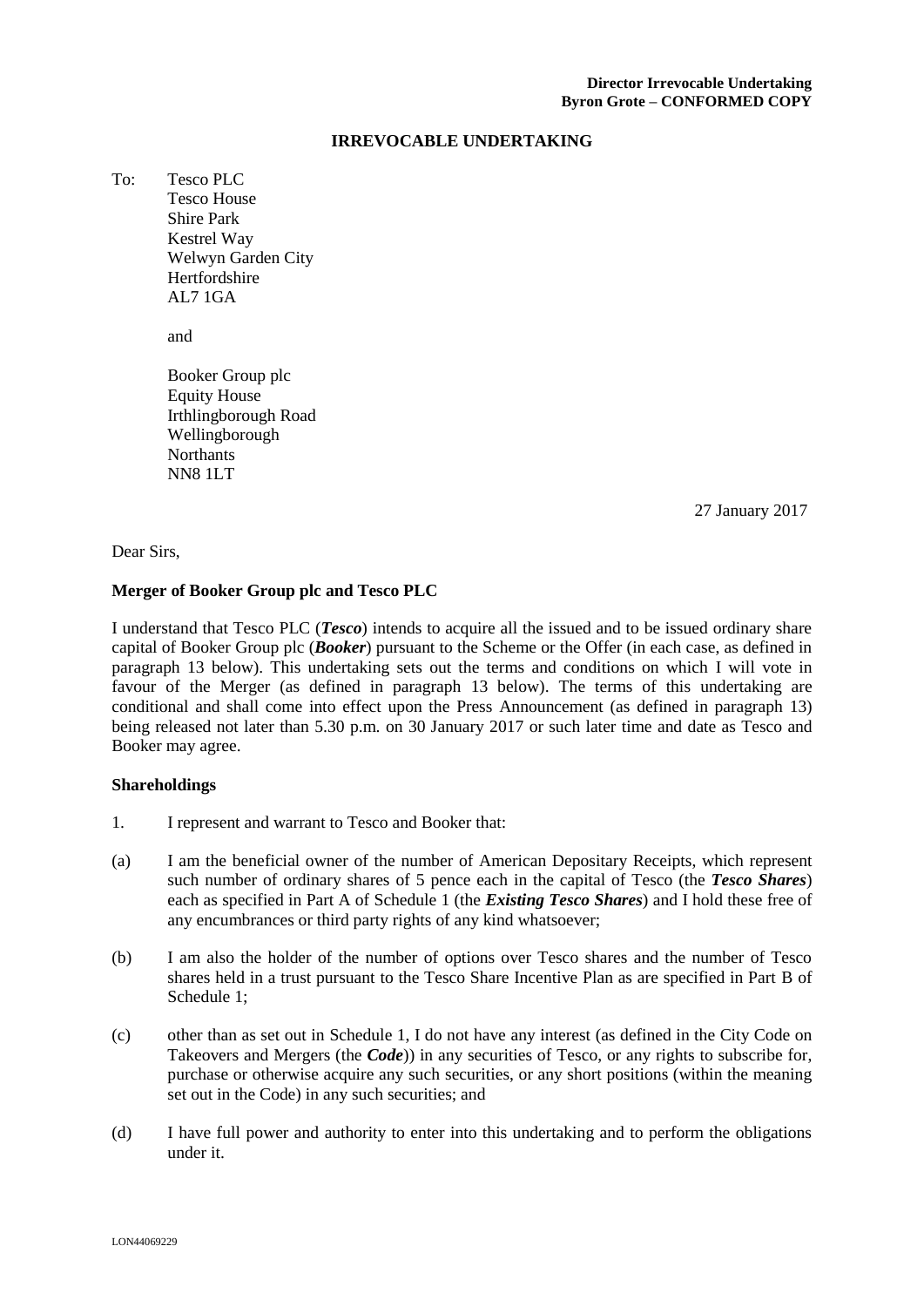**Director Irrevocable Undertaking**
**Byron Grote – CONFORMED COPY**

# IRREVOCABLE UNDERTAKING

To: Tesco PLC
Tesco House
Shire Park
Kestrel Way
Welwyn Garden City
Hertfordshire
AL7 1GA

and

Booker Group plc
Equity House
Irthlingborough Road
Wellingborough
Northants
NN8 1LT

27 January 2017

Dear Sirs,

**Merger of Booker Group plc and Tesco PLC**

I understand that Tesco PLC (***Tesco***) intends to acquire all the issued and to be issued ordinary share capital of Booker Group plc (***Booker***) pursuant to the Scheme or the Offer (in each case, as defined in paragraph 13 below). This undertaking sets out the terms and conditions on which I will vote in favour of the Merger (as defined in paragraph 13 below). The terms of this undertaking are conditional and shall come into effect upon the Press Announcement (as defined in paragraph 13) being released not later than 5.30 p.m. on 30 January 2017 or such later time and date as Tesco and Booker may agree.

**Shareholdings**

1. I represent and warrant to Tesco and Booker that:

(a) I am the beneficial owner of the number of American Depositary Receipts, which represent such number of ordinary shares of 5 pence each in the capital of Tesco (the ***Tesco Shares***) each as specified in Part A of Schedule 1 (the ***Existing Tesco Shares***) and I hold these free of any encumbrances or third party rights of any kind whatsoever;

(b) I am also the holder of the number of options over Tesco shares and the number of Tesco shares held in a trust pursuant to the Tesco Share Incentive Plan as are specified in Part B of Schedule 1;

(c) other than as set out in Schedule 1, I do not have any interest (as defined in the City Code on Takeovers and Mergers (the ***Code***)) in any securities of Tesco, or any rights to subscribe for, purchase or otherwise acquire any such securities, or any short positions (within the meaning set out in the Code) in any such securities; and

(d) I have full power and authority to enter into this undertaking and to perform the obligations under it.

LON44069229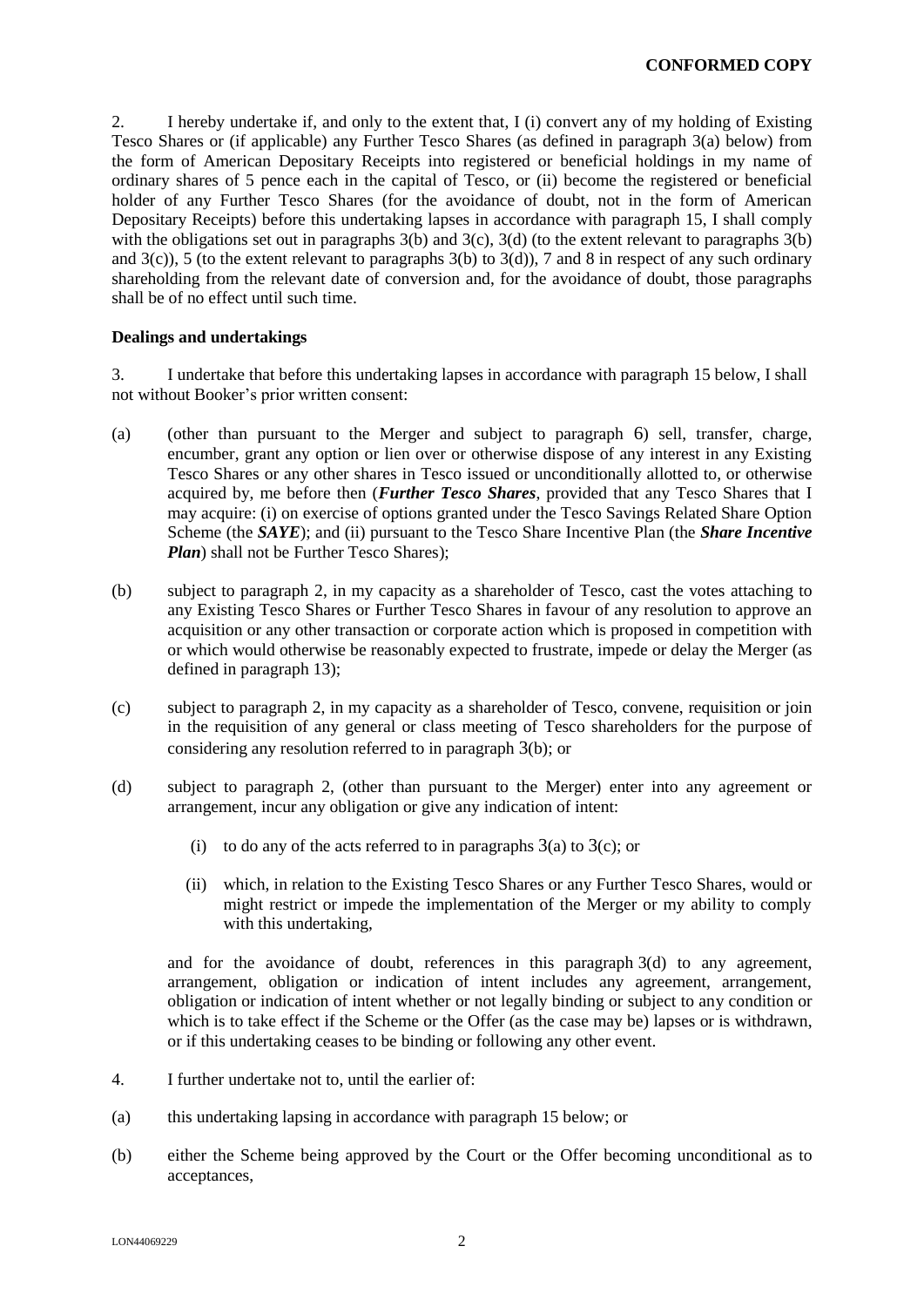2. I hereby undertake if, and only to the extent that, I (i) convert any of my holding of Existing Tesco Shares or (if applicable) any Further Tesco Shares (as defined in paragraph 3(a) below) from the form of American Depositary Receipts into registered or beneficial holdings in my name of ordinary shares of 5 pence each in the capital of Tesco, or (ii) become the registered or beneficial holder of any Further Tesco Shares (for the avoidance of doubt, not in the form of American Depositary Receipts) before this undertaking lapses in accordance with paragraph 15, I shall comply with the obligations set out in paragraphs 3(b) and 3(c), 3(d) (to the extent relevant to paragraphs 3(b) and 3(c)), 5 (to the extent relevant to paragraphs 3(b) to 3(d)), 7 and 8 in respect of any such ordinary shareholding from the relevant date of conversion and, for the avoidance of doubt, those paragraphs shall be of no effect until such time.

**Dealings and undertakings**

3. I undertake that before this undertaking lapses in accordance with paragraph 15 below, I shall not without Booker's prior written consent:

(a) (other than pursuant to the Merger and subject to paragraph 6) sell, transfer, charge, encumber, grant any option or lien over or otherwise dispose of any interest in any Existing Tesco Shares or any other shares in Tesco issued or unconditionally allotted to, or otherwise acquired by, me before then (***Further Tesco Shares***, provided that any Tesco Shares that I may acquire: (i) on exercise of options granted under the Tesco Savings Related Share Option Scheme (the ***SAYE***); and (ii) pursuant to the Tesco Share Incentive Plan (the ***Share Incentive Plan***) shall not be Further Tesco Shares);

(b) subject to paragraph 2, in my capacity as a shareholder of Tesco, cast the votes attaching to any Existing Tesco Shares or Further Tesco Shares in favour of any resolution to approve an acquisition or any other transaction or corporate action which is proposed in competition with or which would otherwise be reasonably expected to frustrate, impede or delay the Merger (as defined in paragraph 13);

(c) subject to paragraph 2, in my capacity as a shareholder of Tesco, convene, requisition or join in the requisition of any general or class meeting of Tesco shareholders for the purpose of considering any resolution referred to in paragraph 3(b); or

(d) subject to paragraph 2, (other than pursuant to the Merger) enter into any agreement or arrangement, incur any obligation or give any indication of intent:

   (i) to do any of the acts referred to in paragraphs 3(a) to 3(c); or

   (ii) which, in relation to the Existing Tesco Shares or any Further Tesco Shares, would or might restrict or impede the implementation of the Merger or my ability to comply with this undertaking,

   and for the avoidance of doubt, references in this paragraph 3(d) to any agreement, arrangement, obligation or indication of intent includes any agreement, arrangement, obligation or indication of intent whether or not legally binding or subject to any condition or which is to take effect if the Scheme or the Offer (as the case may be) lapses or is withdrawn, or if this undertaking ceases to be binding or following any other event.

4. I further undertake not to, until the earlier of:

(a) this undertaking lapsing in accordance with paragraph 15 below; or

(b) either the Scheme being approved by the Court or the Offer becoming unconditional as to acceptances,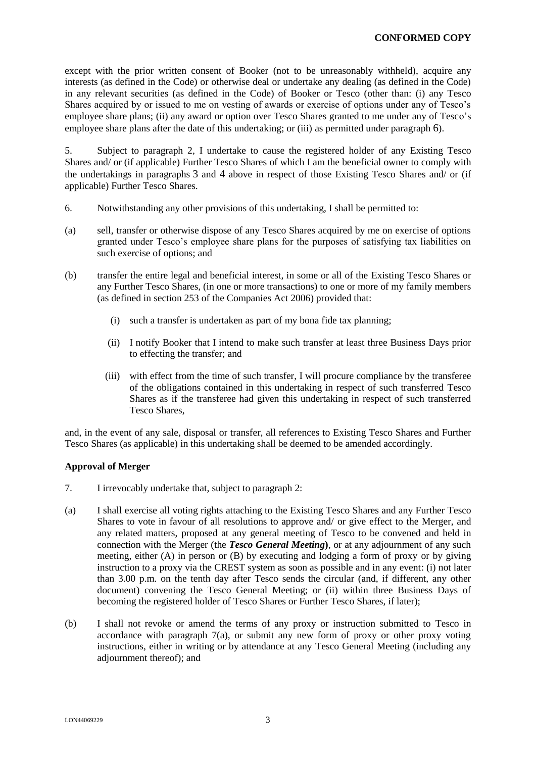except with the prior written consent of Booker (not to be unreasonably withheld), acquire any interests (as defined in the Code) or otherwise deal or undertake any dealing (as defined in the Code) in any relevant securities (as defined in the Code) of Booker or Tesco (other than: (i) any Tesco Shares acquired by or issued to me on vesting of awards or exercise of options under any of Tesco's employee share plans; (ii) any award or option over Tesco Shares granted to me under any of Tesco's employee share plans after the date of this undertaking; or (iii) as permitted under paragraph 6).

5. Subject to paragraph 2, I undertake to cause the registered holder of any Existing Tesco Shares and/ or (if applicable) Further Tesco Shares of which I am the beneficial owner to comply with the undertakings in paragraphs 3 and 4 above in respect of those Existing Tesco Shares and/ or (if applicable) Further Tesco Shares.

6. Notwithstanding any other provisions of this undertaking, I shall be permitted to:

(a) sell, transfer or otherwise dispose of any Tesco Shares acquired by me on exercise of options granted under Tesco's employee share plans for the purposes of satisfying tax liabilities on such exercise of options; and

(b) transfer the entire legal and beneficial interest, in some or all of the Existing Tesco Shares or any Further Tesco Shares, (in one or more transactions) to one or more of my family members (as defined in section 253 of the Companies Act 2006) provided that:

   (i) such a transfer is undertaken as part of my bona fide tax planning;

   (ii) I notify Booker that I intend to make such transfer at least three Business Days prior to effecting the transfer; and

   (iii) with effect from the time of such transfer, I will procure compliance by the transferee of the obligations contained in this undertaking in respect of such transferred Tesco Shares as if the transferee had given this undertaking in respect of such transferred Tesco Shares,

and, in the event of any sale, disposal or transfer, all references to Existing Tesco Shares and Further Tesco Shares (as applicable) in this undertaking shall be deemed to be amended accordingly.

**Approval of Merger**

7. I irrevocably undertake that, subject to paragraph 2:

(a) I shall exercise all voting rights attaching to the Existing Tesco Shares and any Further Tesco Shares to vote in favour of all resolutions to approve and/ or give effect to the Merger, and any related matters, proposed at any general meeting of Tesco to be convened and held in connection with the Merger (the ***Tesco General Meeting***), or at any adjournment of any such meeting, either (A) in person or (B) by executing and lodging a form of proxy or by giving instruction to a proxy via the CREST system as soon as possible and in any event: (i) not later than 3.00 p.m. on the tenth day after Tesco sends the circular (and, if different, any other document) convening the Tesco General Meeting; or (ii) within three Business Days of becoming the registered holder of Tesco Shares or Further Tesco Shares, if later);

(b) I shall not revoke or amend the terms of any proxy or instruction submitted to Tesco in accordance with paragraph 7(a), or submit any new form of proxy or other proxy voting instructions, either in writing or by attendance at any Tesco General Meeting (including any adjournment thereof); and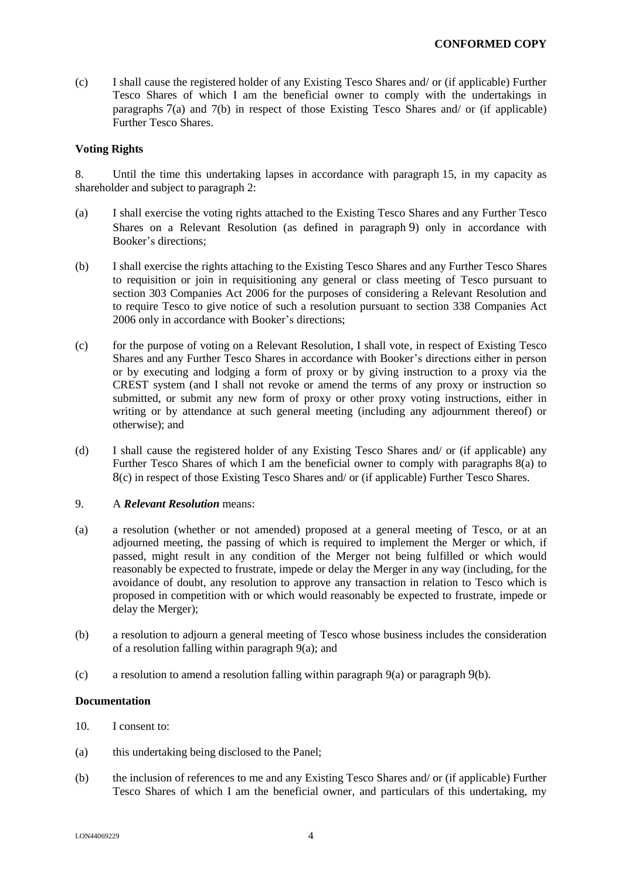(c) I shall cause the registered holder of any Existing Tesco Shares and/ or (if applicable) Further Tesco Shares of which I am the beneficial owner to comply with the undertakings in paragraphs 7(a) and 7(b) in respect of those Existing Tesco Shares and/ or (if applicable) Further Tesco Shares.

**Voting Rights**

8. Until the time this undertaking lapses in accordance with paragraph 15, in my capacity as shareholder and subject to paragraph 2:

(a) I shall exercise the voting rights attached to the Existing Tesco Shares and any Further Tesco Shares on a Relevant Resolution (as defined in paragraph 9) only in accordance with Booker's directions;

(b) I shall exercise the rights attaching to the Existing Tesco Shares and any Further Tesco Shares to requisition or join in requisitioning any general or class meeting of Tesco pursuant to section 303 Companies Act 2006 for the purposes of considering a Relevant Resolution and to require Tesco to give notice of such a resolution pursuant to section 338 Companies Act 2006 only in accordance with Booker's directions;

(c) for the purpose of voting on a Relevant Resolution, I shall vote, in respect of Existing Tesco Shares and any Further Tesco Shares in accordance with Booker's directions either in person or by executing and lodging a form of proxy or by giving instruction to a proxy via the CREST system (and I shall not revoke or amend the terms of any proxy or instruction so submitted, or submit any new form of proxy or other proxy voting instructions, either in writing or by attendance at such general meeting (including any adjournment thereof) or otherwise); and

(d) I shall cause the registered holder of any Existing Tesco Shares and/ or (if applicable) any Further Tesco Shares of which I am the beneficial owner to comply with paragraphs 8(a) to 8(c) in respect of those Existing Tesco Shares and/ or (if applicable) Further Tesco Shares.

9. A ***Relevant Resolution*** means:

(a) a resolution (whether or not amended) proposed at a general meeting of Tesco, or at an adjourned meeting, the passing of which is required to implement the Merger or which, if passed, might result in any condition of the Merger not being fulfilled or which would reasonably be expected to frustrate, impede or delay the Merger in any way (including, for the avoidance of doubt, any resolution to approve any transaction in relation to Tesco which is proposed in competition with or which would reasonably be expected to frustrate, impede or delay the Merger);

(b) a resolution to adjourn a general meeting of Tesco whose business includes the consideration of a resolution falling within paragraph 9(a); and

(c) a resolution to amend a resolution falling within paragraph 9(a) or paragraph 9(b).

**Documentation**

10. I consent to:

(a) this undertaking being disclosed to the Panel;

(b) the inclusion of references to me and any Existing Tesco Shares and/ or (if applicable) Further Tesco Shares of which I am the beneficial owner, and particulars of this undertaking, my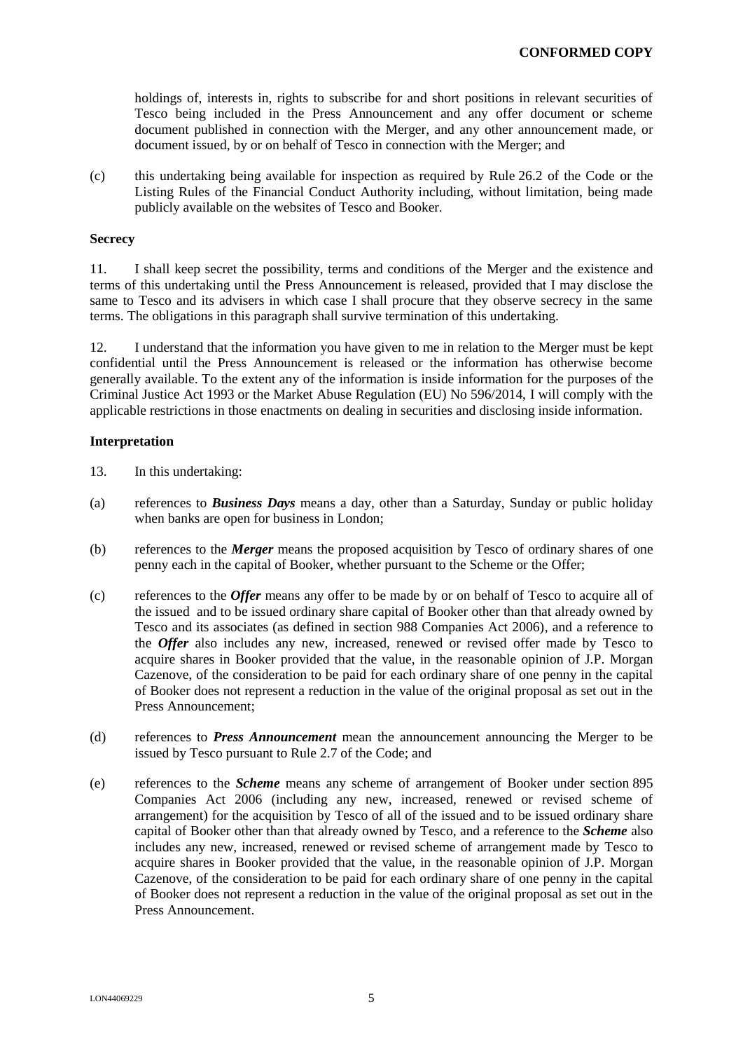holdings of, interests in, rights to subscribe for and short positions in relevant securities of Tesco being included in the Press Announcement and any offer document or scheme document published in connection with the Merger, and any other announcement made, or document issued, by or on behalf of Tesco in connection with the Merger; and

(c) this undertaking being available for inspection as required by Rule 26.2 of the Code or the Listing Rules of the Financial Conduct Authority including, without limitation, being made publicly available on the websites of Tesco and Booker.

**Secrecy**

11. I shall keep secret the possibility, terms and conditions of the Merger and the existence and terms of this undertaking until the Press Announcement is released, provided that I may disclose the same to Tesco and its advisers in which case I shall procure that they observe secrecy in the same terms. The obligations in this paragraph shall survive termination of this undertaking.

12. I understand that the information you have given to me in relation to the Merger must be kept confidential until the Press Announcement is released or the information has otherwise become generally available. To the extent any of the information is inside information for the purposes of the Criminal Justice Act 1993 or the Market Abuse Regulation (EU) No 596/2014, I will comply with the applicable restrictions in those enactments on dealing in securities and disclosing inside information.

**Interpretation**

13. In this undertaking:

(a) references to ***Business Days*** means a day, other than a Saturday, Sunday or public holiday when banks are open for business in London;

(b) references to the ***Merger*** means the proposed acquisition by Tesco of ordinary shares of one penny each in the capital of Booker, whether pursuant to the Scheme or the Offer;

(c) references to the ***Offer*** means any offer to be made by or on behalf of Tesco to acquire all of the issued and to be issued ordinary share capital of Booker other than that already owned by Tesco and its associates (as defined in section 988 Companies Act 2006), and a reference to the ***Offer*** also includes any new, increased, renewed or revised offer made by Tesco to acquire shares in Booker provided that the value, in the reasonable opinion of J.P. Morgan Cazenove, of the consideration to be paid for each ordinary share of one penny in the capital of Booker does not represent a reduction in the value of the original proposal as set out in the Press Announcement;

(d) references to ***Press Announcement*** mean the announcement announcing the Merger to be issued by Tesco pursuant to Rule 2.7 of the Code; and

(e) references to the ***Scheme*** means any scheme of arrangement of Booker under section 895 Companies Act 2006 (including any new, increased, renewed or revised scheme of arrangement) for the acquisition by Tesco of all of the issued and to be issued ordinary share capital of Booker other than that already owned by Tesco, and a reference to the ***Scheme*** also includes any new, increased, renewed or revised scheme of arrangement made by Tesco to acquire shares in Booker provided that the value, in the reasonable opinion of J.P. Morgan Cazenove, of the consideration to be paid for each ordinary share of one penny in the capital of Booker does not represent a reduction in the value of the original proposal as set out in the Press Announcement.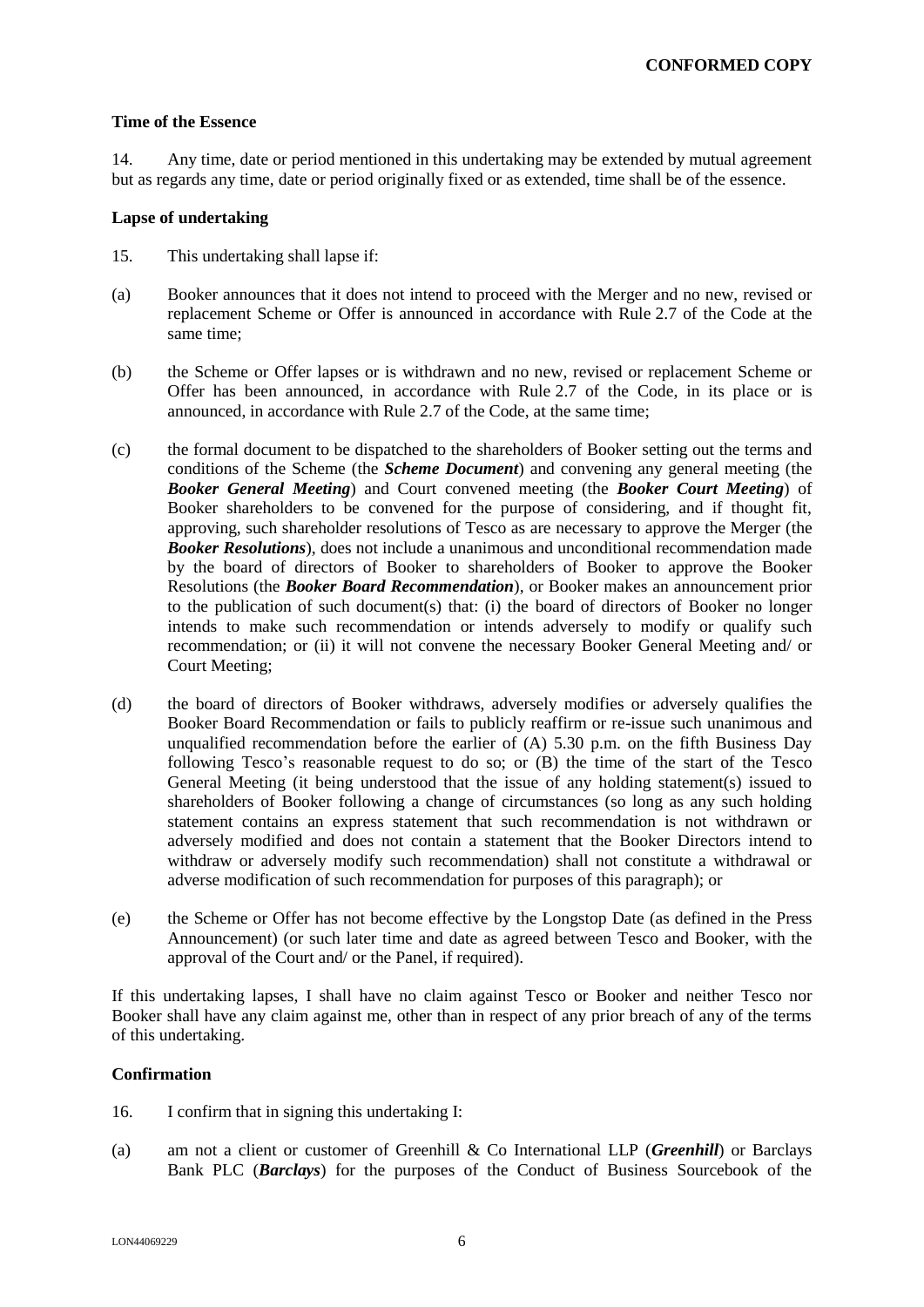**CONFORMED COPY**

**Time of the Essence**

14. Any time, date or period mentioned in this undertaking may be extended by mutual agreement but as regards any time, date or period originally fixed or as extended, time shall be of the essence.

**Lapse of undertaking**

15. This undertaking shall lapse if:

(a) Booker announces that it does not intend to proceed with the Merger and no new, revised or replacement Scheme or Offer is announced in accordance with Rule 2.7 of the Code at the same time;

(b) the Scheme or Offer lapses or is withdrawn and no new, revised or replacement Scheme or Offer has been announced, in accordance with Rule 2.7 of the Code, in its place or is announced, in accordance with Rule 2.7 of the Code, at the same time;

(c) the formal document to be dispatched to the shareholders of Booker setting out the terms and conditions of the Scheme (the ***Scheme Document***) and convening any general meeting (the ***Booker General Meeting***) and Court convened meeting (the ***Booker Court Meeting***) of Booker shareholders to be convened for the purpose of considering, and if thought fit, approving, such shareholder resolutions of Tesco as are necessary to approve the Merger (the ***Booker Resolutions***), does not include a unanimous and unconditional recommendation made by the board of directors of Booker to shareholders of Booker to approve the Booker Resolutions (the ***Booker Board Recommendation***), or Booker makes an announcement prior to the publication of such document(s) that: (i) the board of directors of Booker no longer intends to make such recommendation or intends adversely to modify or qualify such recommendation; or (ii) it will not convene the necessary Booker General Meeting and/ or Court Meeting;

(d) the board of directors of Booker withdraws, adversely modifies or adversely qualifies the Booker Board Recommendation or fails to publicly reaffirm or re-issue such unanimous and unqualified recommendation before the earlier of (A) 5.30 p.m. on the fifth Business Day following Tesco's reasonable request to do so; or (B) the time of the start of the Tesco General Meeting (it being understood that the issue of any holding statement(s) issued to shareholders of Booker following a change of circumstances (so long as any such holding statement contains an express statement that such recommendation is not withdrawn or adversely modified and does not contain a statement that the Booker Directors intend to withdraw or adversely modify such recommendation) shall not constitute a withdrawal or adverse modification of such recommendation for purposes of this paragraph); or

(e) the Scheme or Offer has not become effective by the Longstop Date (as defined in the Press Announcement) (or such later time and date as agreed between Tesco and Booker, with the approval of the Court and/ or the Panel, if required).

If this undertaking lapses, I shall have no claim against Tesco or Booker and neither Tesco nor Booker shall have any claim against me, other than in respect of any prior breach of any of the terms of this undertaking.

**Confirmation**

16. I confirm that in signing this undertaking I:

(a) am not a client or customer of Greenhill & Co International LLP (***Greenhill***) or Barclays Bank PLC (***Barclays***) for the purposes of the Conduct of Business Sourcebook of the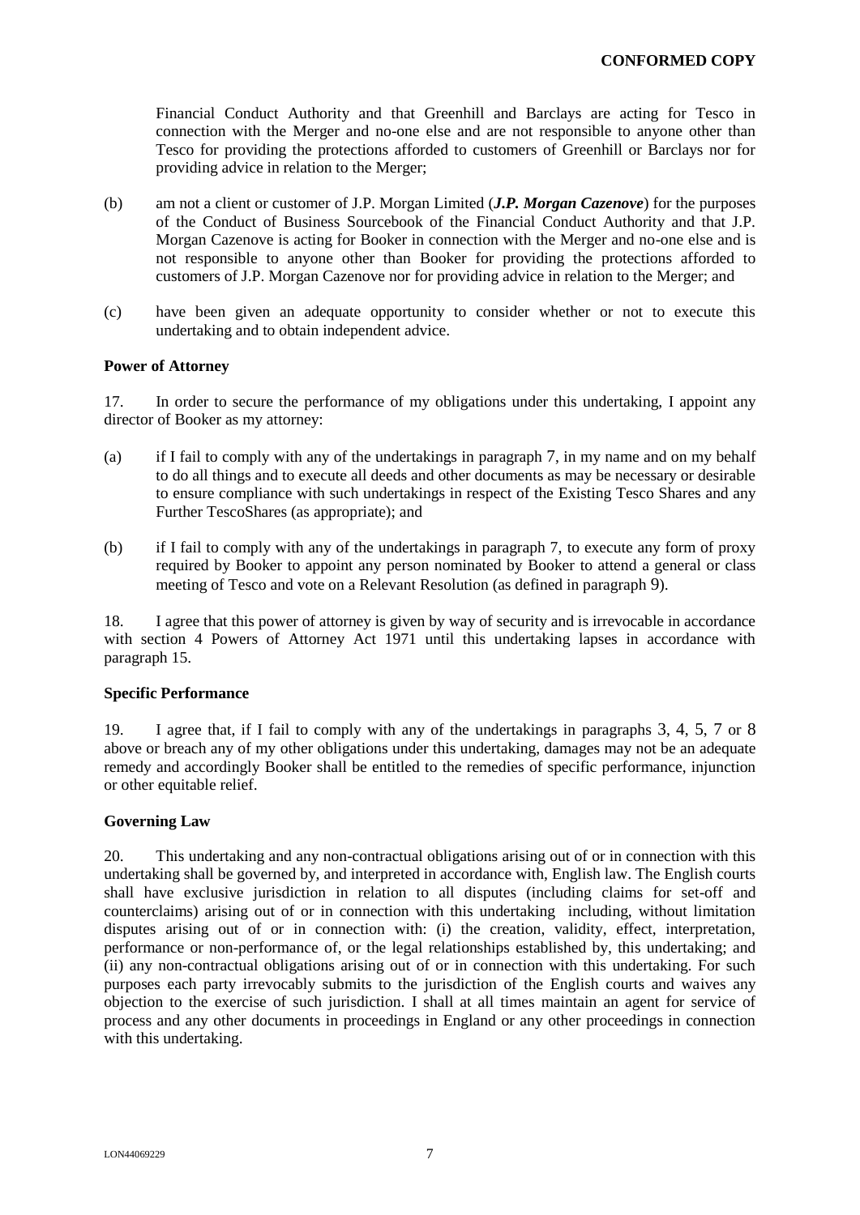Financial Conduct Authority and that Greenhill and Barclays are acting for Tesco in connection with the Merger and no-one else and are not responsible to anyone other than Tesco for providing the protections afforded to customers of Greenhill or Barclays nor for providing advice in relation to the Merger;

(b) am not a client or customer of J.P. Morgan Limited (***J.P. Morgan Cazenove***) for the purposes of the Conduct of Business Sourcebook of the Financial Conduct Authority and that J.P. Morgan Cazenove is acting for Booker in connection with the Merger and no-one else and is not responsible to anyone other than Booker for providing the protections afforded to customers of J.P. Morgan Cazenove nor for providing advice in relation to the Merger; and

(c) have been given an adequate opportunity to consider whether or not to execute this undertaking and to obtain independent advice.

**Power of Attorney**

17. In order to secure the performance of my obligations under this undertaking, I appoint any director of Booker as my attorney:

(a) if I fail to comply with any of the undertakings in paragraph 7, in my name and on my behalf to do all things and to execute all deeds and other documents as may be necessary or desirable to ensure compliance with such undertakings in respect of the Existing Tesco Shares and any Further TescoShares (as appropriate); and

(b) if I fail to comply with any of the undertakings in paragraph 7, to execute any form of proxy required by Booker to appoint any person nominated by Booker to attend a general or class meeting of Tesco and vote on a Relevant Resolution (as defined in paragraph 9).

18. I agree that this power of attorney is given by way of security and is irrevocable in accordance with section 4 Powers of Attorney Act 1971 until this undertaking lapses in accordance with paragraph 15.

**Specific Performance**

19. I agree that, if I fail to comply with any of the undertakings in paragraphs 3, 4, 5, 7 or 8 above or breach any of my other obligations under this undertaking, damages may not be an adequate remedy and accordingly Booker shall be entitled to the remedies of specific performance, injunction or other equitable relief.

**Governing Law**

20. This undertaking and any non-contractual obligations arising out of or in connection with this undertaking shall be governed by, and interpreted in accordance with, English law. The English courts shall have exclusive jurisdiction in relation to all disputes (including claims for set-off and counterclaims) arising out of or in connection with this undertaking including, without limitation disputes arising out of or in connection with: (i) the creation, validity, effect, interpretation, performance or non-performance of, or the legal relationships established by, this undertaking; and (ii) any non-contractual obligations arising out of or in connection with this undertaking. For such purposes each party irrevocably submits to the jurisdiction of the English courts and waives any objection to the exercise of such jurisdiction. I shall at all times maintain an agent for service of process and any other documents in proceedings in England or any other proceedings in connection with this undertaking.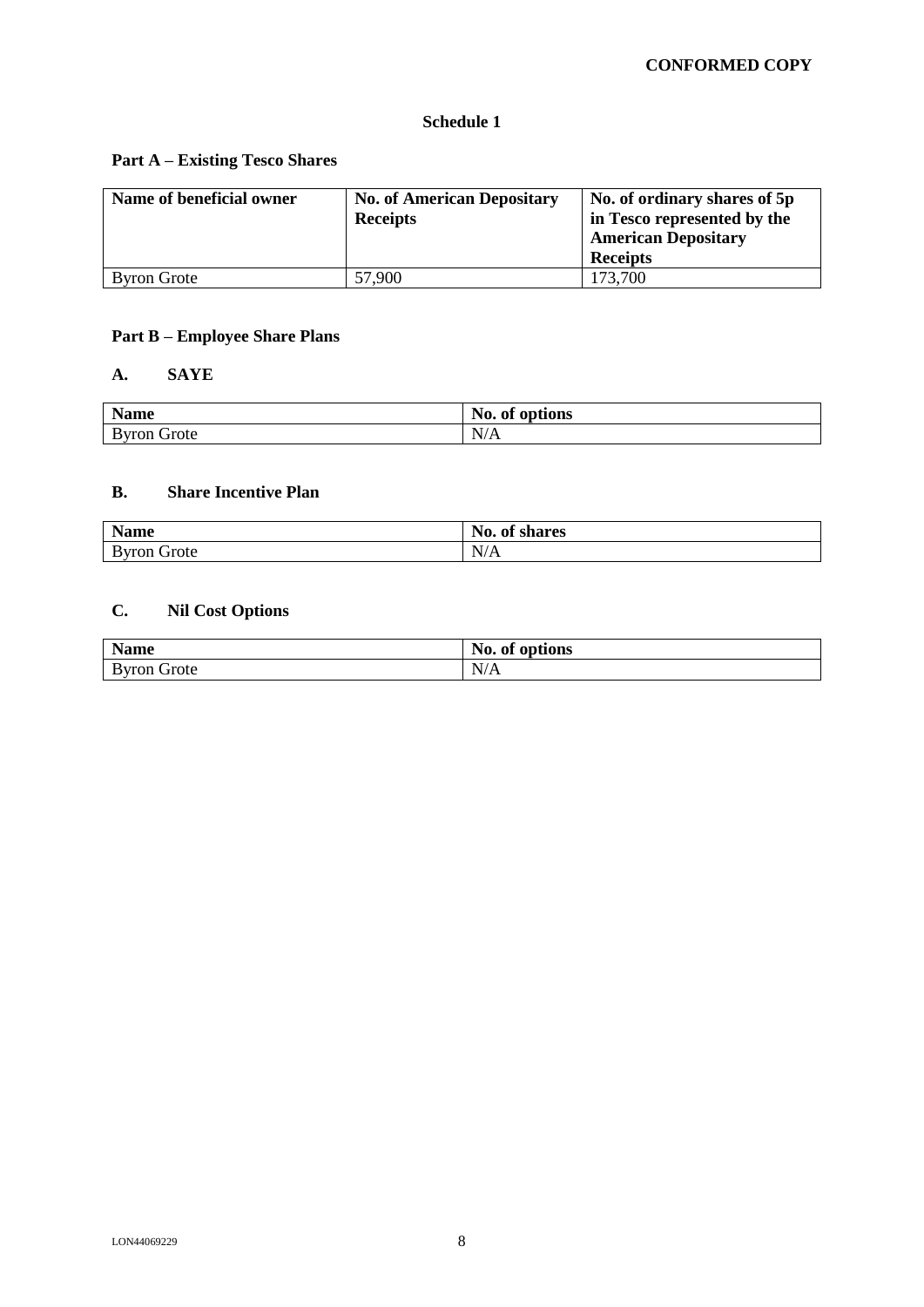**CONFORMED COPY**

## Schedule 1

### Part A – Existing Tesco Shares

| Name of beneficial owner | No. of American Depositary Receipts | No. of ordinary shares of 5p in Tesco represented by the American Depositary Receipts |
|---|---|---|
| Byron Grote | 57,900 | 173,700 |

### Part B – Employee Share Plans

#### A. SAYE

| Name | No. of options |
|---|---|
| Byron Grote | N/A |

#### B. Share Incentive Plan

| Name | No. of shares |
|---|---|
| Byron Grote | N/A |

#### C. Nil Cost Options

| Name | No. of options |
|---|---|
| Byron Grote | N/A |

LON44069229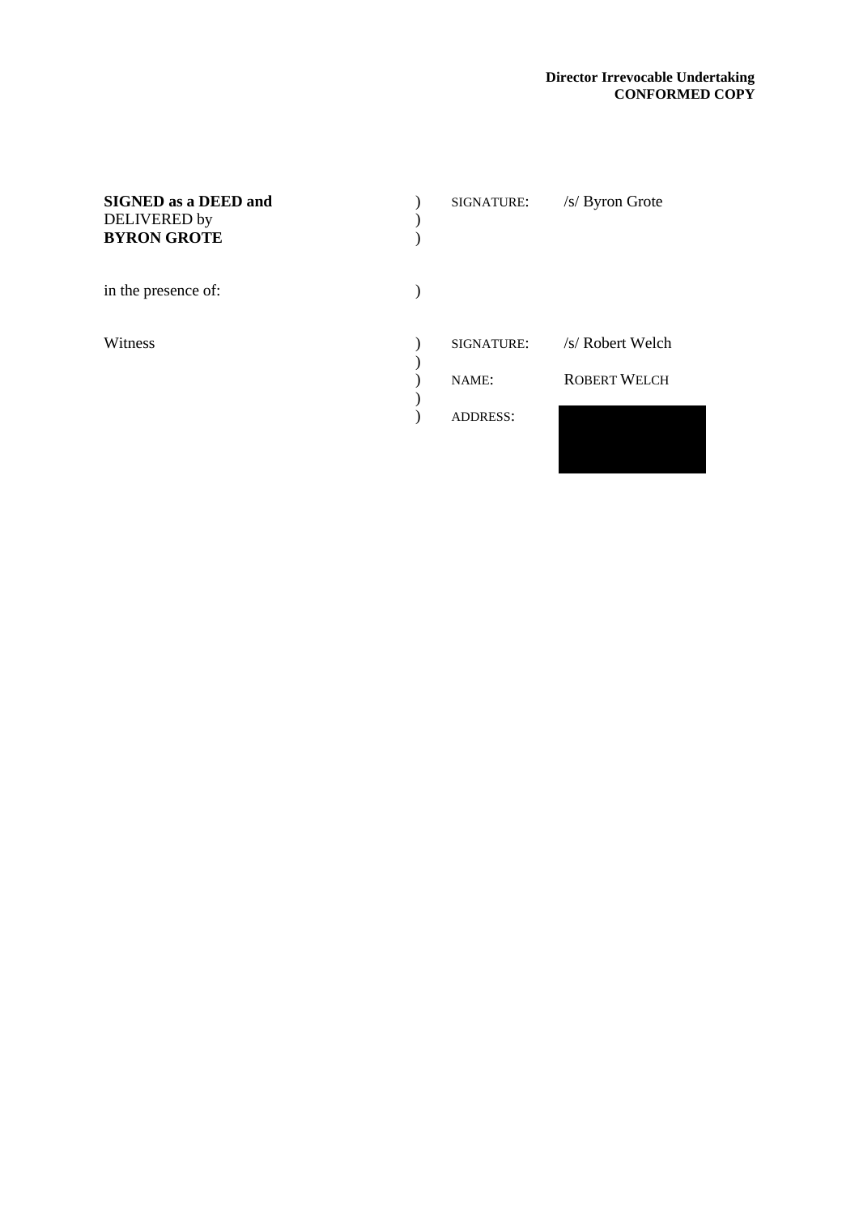**SIGNED as a DEED and** DELIVERED by **BYRON GROTE** ) SIGNATURE: /s/ Byron Grote

in the presence of: )

Witness ) SIGNATURE: /s/ Robert Welch

) NAME: ROBERT WELCH

) ADDRESS: